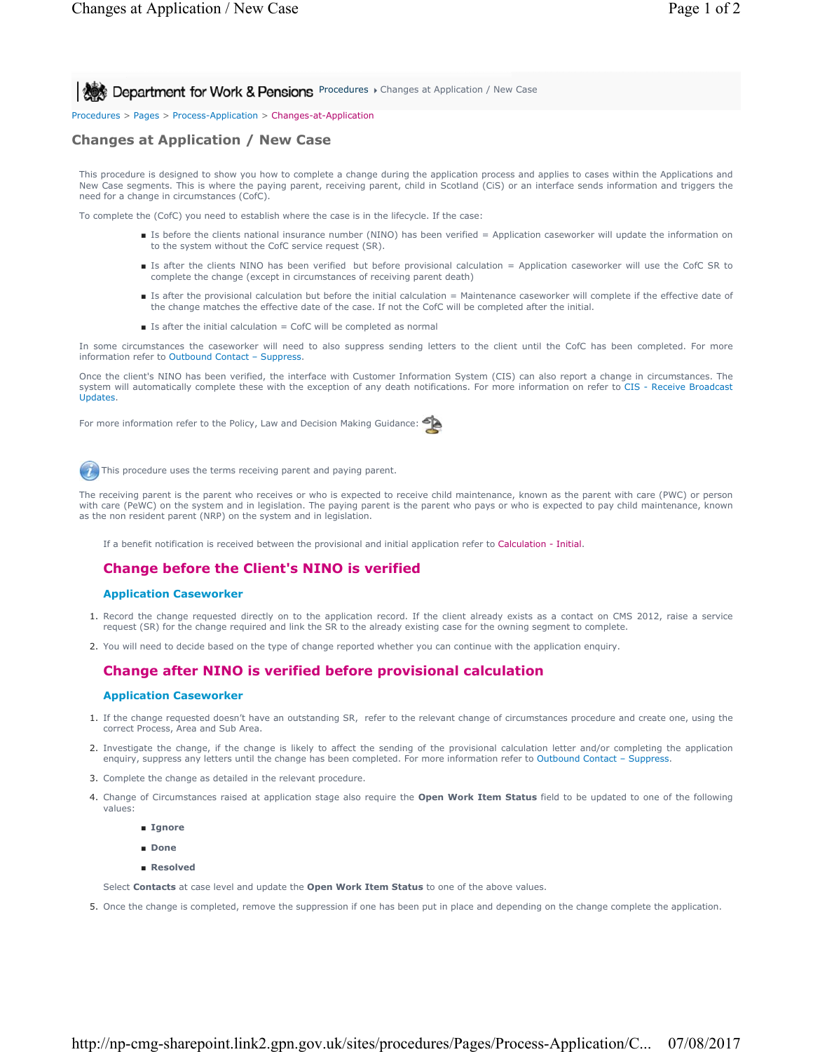Procedures > Pages > Process-Application > Changes-at-Application

# Changes at Application / New Case

This procedure is designed to show you how to complete a change during the application process and applies to cases within the Applications and New Case segments. This is where the paying parent, receiving parent, child in Scotland (CiS) or an interface sends information and triggers the need for a change in circumstances (CofC).

To complete the (CofC) you need to establish where the case is in the lifecycle. If the case:

- Is before the clients national insurance number (NINO) has been verified = Application caseworker will update the information on to the system without the CofC service request (SR).
- Is after the clients NINO has been verified but before provisional calculation = Application caseworker will use the CofC SR to complete the change (except in circumstances of receiving parent death)
- Is after the provisional calculation but before the initial calculation = Maintenance caseworker will complete if the effective date of the change matches the effective date of the case. If not the CofC will be completed after the initial.
- Is after the initial calculation = CofC will be completed as normal

In some circumstances the caseworker will need to also suppress sending letters to the client until the CofC has been completed. For more information refer to Outbound Contact – Suppress.

Once the client's NINO has been verified, the interface with Customer Information System (CIS) can also report a change in circumstances. The system will automatically complete these with the exception of any death notifications. For more information on refer to CIS - Receive Broadcast Updates.

For more information refer to the Policy, Law and Decision Making Guidance:

This procedure uses the terms receiving parent and paying parent.

The receiving parent is the parent who receives or who is expected to receive child maintenance, known as the parent with care (PWC) or person with care (PeWC) on the system and in legislation. The paying parent is the parent who pays or who is expected to pay child maintenance, known as the non resident parent (NRP) on the system and in legislation.

If a benefit notification is received between the provisional and initial application refer to Calculation - Initial.

## Change before the Client's NINO is verified

### Application Caseworker

1. Record the change requested directly on to the application record. If the client already exists as a contact on CMS 2012, raise a service request (SR) for the change required and link the SR to the already existing case for the owning segment to complete.
2. You will need to decide based on the type of change reported whether you can continue with the application enquiry.

## Change after NINO is verified before provisional calculation

### Application Caseworker

1. If the change requested doesn't have an outstanding SR, refer to the relevant change of circumstances procedure and create one, using the correct Process, Area and Sub Area.
2. Investigate the change, if the change is likely to affect the sending of the provisional calculation letter and/or completing the application enquiry, suppress any letters until the change has been completed. For more information refer to Outbound Contact – Suppress.
3. Complete the change as detailed in the relevant procedure.
4. Change of Circumstances raised at application stage also require the **Open Work Item Status** field to be updated to one of the following values:
   - **Ignore**
   - **Done**
   - **Resolved**

   Select **Contacts** at case level and update the **Open Work Item Status** to one of the above values.
5. Once the change is completed, remove the suppression if one has been put in place and depending on the change complete the application.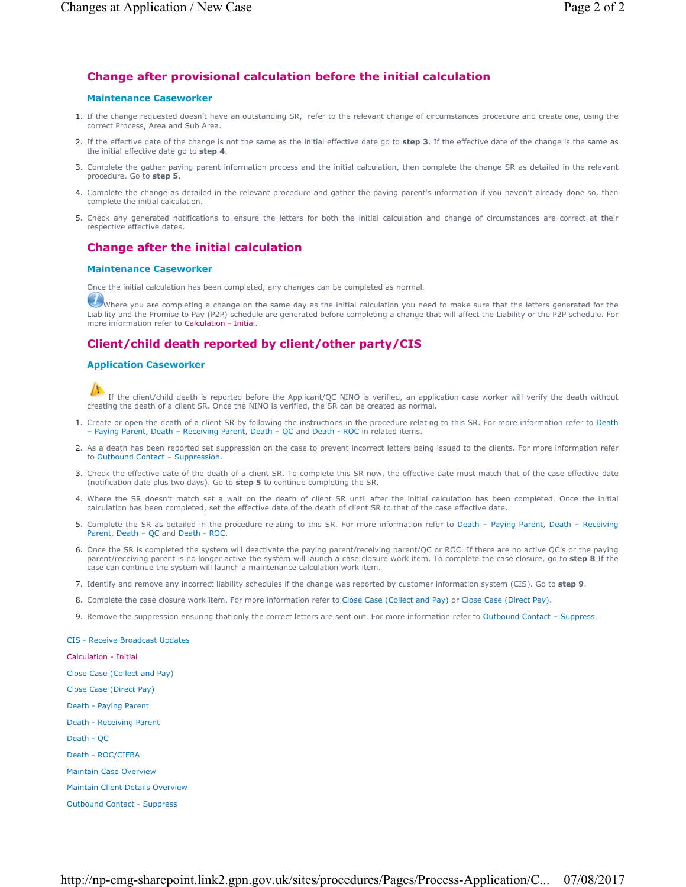## Change after provisional calculation before the initial calculation

### Maintenance Caseworker

1. If the change requested doesn't have an outstanding SR, refer to the relevant change of circumstances procedure and create one, using the correct Process, Area and Sub Area.
2. If the effective date of the change is not the same as the initial effective date go to **step 3**. If the effective date of the change is the same as the initial effective date go to **step 4**.
3. Complete the gather paying parent information process and the initial calculation, then complete the change SR as detailed in the relevant procedure. Go to **step 5**.
4. Complete the change as detailed in the relevant procedure and gather the paying parent's information if you haven't already done so, then complete the initial calculation.
5. Check any generated notifications to ensure the letters for both the initial calculation and change of circumstances are correct at their respective effective dates.

## Change after the initial calculation

### Maintenance Caseworker

Once the initial calculation has been completed, any changes can be completed as normal.

Where you are completing a change on the same day as the initial calculation you need to make sure that the letters generated for the Liability and the Promise to Pay (P2P) schedule are generated before completing a change that will affect the Liability or the P2P schedule. For more information refer to Calculation - Initial.

## Client/child death reported by client/other party/CIS

### Application Caseworker

If the client/child death is reported before the Applicant/QC NINO is verified, an application case worker will verify the death without creating the death of a client SR. Once the NINO is verified, the SR can be created as normal.

1. Create or open the death of a client SR by following the instructions in the procedure relating to this SR. For more information refer to Death – Paying Parent, Death – Receiving Parent, Death – QC and Death - ROC in related items.
2. As a death has been reported set suppression on the case to prevent incorrect letters being issued to the clients. For more information refer to Outbound Contact – Suppression.
3. Check the effective date of the death of a client SR. To complete this SR now, the effective date must match that of the case effective date (notification date plus two days). Go to **step 5** to continue completing the SR.
4. Where the SR doesn't match set a wait on the death of client SR until after the initial calculation has been completed. Once the initial calculation has been completed, set the effective date of the death of client SR to that of the case effective date.
5. Complete the SR as detailed in the procedure relating to this SR. For more information refer to Death – Paying Parent, Death – Receiving Parent, Death – QC and Death - ROC.
6. Once the SR is completed the system will deactivate the paying parent/receiving parent/QC or ROC. If there are no active QC's or the paying parent/receiving parent is no longer active the system will launch a case closure work item. To complete the case closure, go to **step 8** If the case can continue the system will launch a maintenance calculation work item.
7. Identify and remove any incorrect liability schedules if the change was reported by customer information system (CIS). Go to **step 9**.
8. Complete the case closure work item. For more information refer to Close Case (Collect and Pay) or Close Case (Direct Pay).
9. Remove the suppression ensuring that only the correct letters are sent out. For more information refer to Outbound Contact – Suppress.

CIS - Receive Broadcast Updates

Calculation - Initial

Close Case (Collect and Pay)

Close Case (Direct Pay)

Death - Paying Parent

Death - Receiving Parent

Death - QC

Death - ROC/CIFBA

Maintain Case Overview

Maintain Client Details Overview

Outbound Contact - Suppress